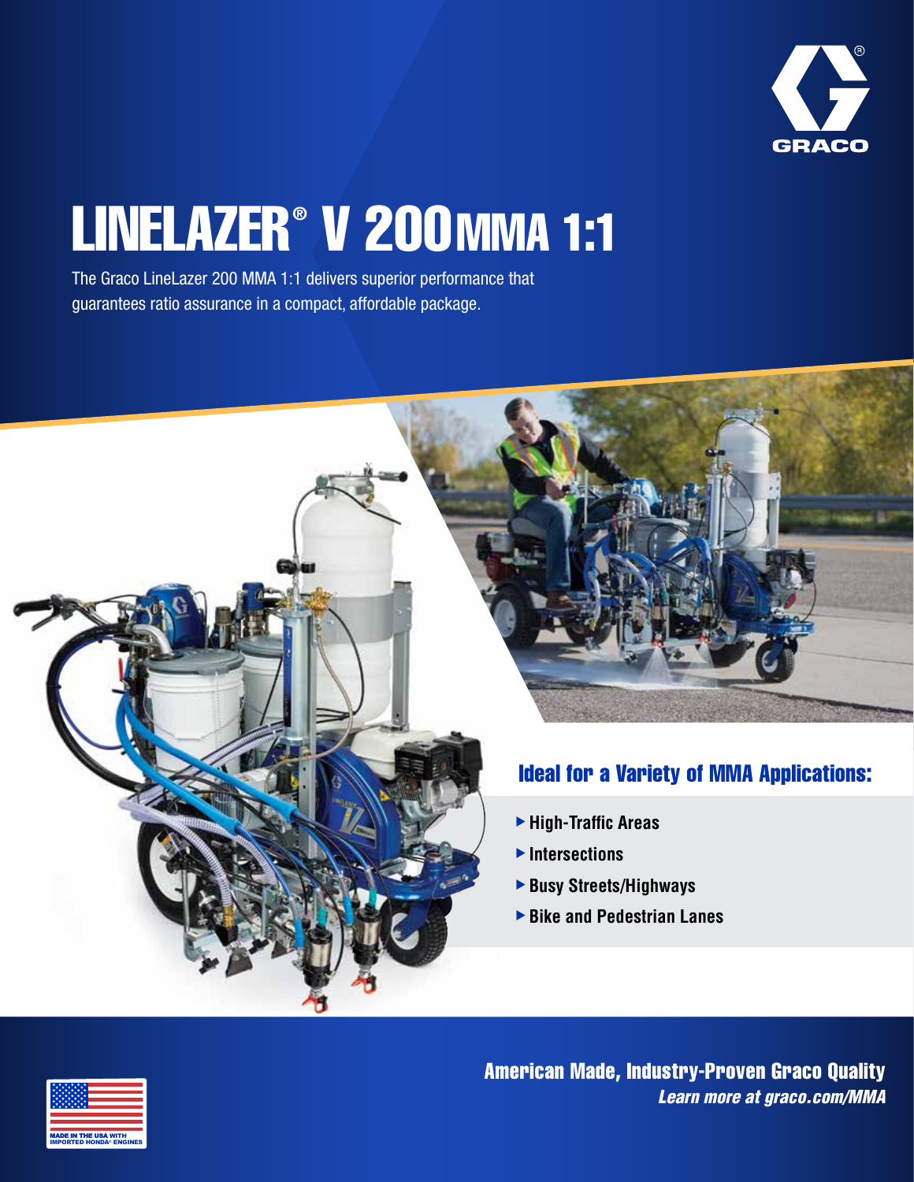# LINELAZER® V 200 MMA 1:1

The Graco LineLazer 200 MMA 1:1 delivers superior performance that guarantees ratio assurance in a compact, affordable package.

## Ideal for a Variety of MMA Applications:

- **High-Traffic Areas**
- **Intersections**
- **Busy Streets/Highways**
- **Bike and Pedestrian Lanes**

**American Made, Industry-Proven Graco Quality**

***Learn more at graco.com/MMA***

MADE IN THE USA WITH IMPORTED HONDA® ENGINES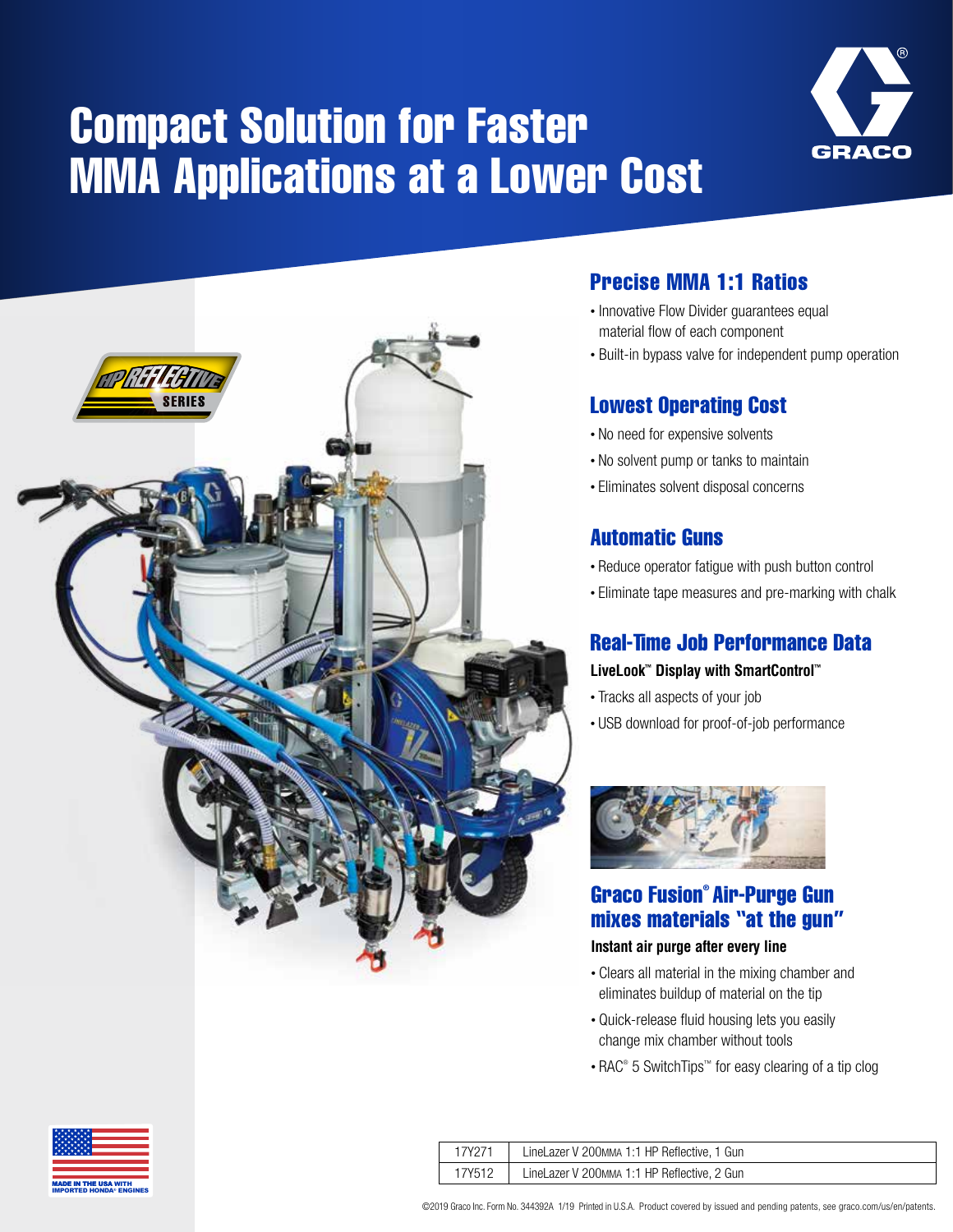# Compact Solution for Faster MMA Applications at a Lower Cost

## Precise MMA 1:1 Ratios

- Innovative Flow Divider guarantees equal material flow of each component
- Built-in bypass valve for independent pump operation

## Lowest Operating Cost

- No need for expensive solvents
- No solvent pump or tanks to maintain
- Eliminates solvent disposal concerns

## Automatic Guns

- Reduce operator fatigue with push button control
- Eliminate tape measures and pre-marking with chalk

## Real-Time Job Performance Data

**LiveLook™ Display with SmartControl™**

- Tracks all aspects of your job
- USB download for proof-of-job performance

## Graco Fusion® Air-Purge Gun mixes materials "at the gun"

**Instant air purge after every line**

- Clears all material in the mixing chamber and eliminates buildup of material on the tip
- Quick-release fluid housing lets you easily change mix chamber without tools
- RAC® 5 SwitchTips™ for easy clearing of a tip clog

| | |
|---|---|
| 17Y271 | LineLazer V 200MMA 1:1 HP Reflective, 1 Gun |
| 17Y512 | LineLazer V 200MMA 1:1 HP Reflective, 2 Gun |

MADE IN THE USA WITH IMPORTED HONDA® ENGINES

©2019 Graco Inc. Form No. 344392A 1/19 Printed in U.S.A. Product covered by issued and pending patents, see graco.com/us/en/patents.